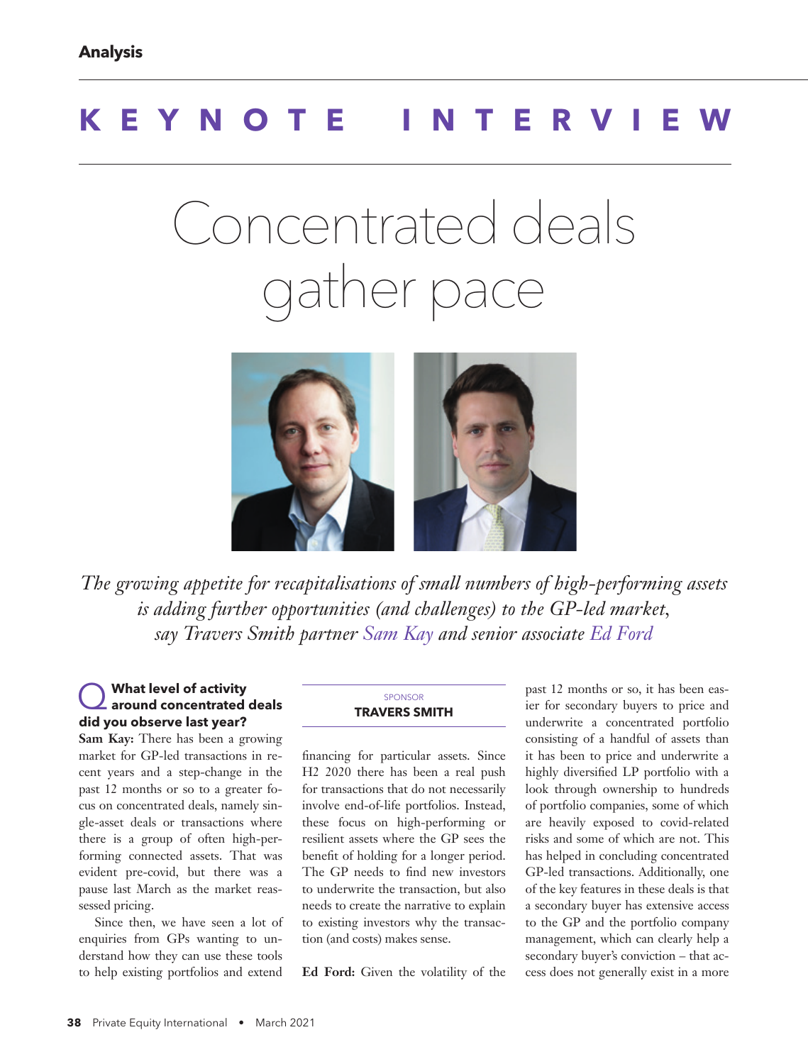Analysis

# KEYNOTE INTERVIEW

# Concentrated deals gather pace

*The growing appetite for recapitalisations of small numbers of high-performing assets is adding further opportunities (and challenges) to the GP-led market, say Travers Smith partner Sam Kay and senior associate Ed Ford*

SPONSOR
**TRAVERS SMITH**

**Q What level of activity around concentrated deals did you observe last year?**

**Sam Kay:** There has been a growing market for GP-led transactions in recent years and a step-change in the past 12 months or so to a greater focus on concentrated deals, namely single-asset deals or transactions where there is a group of often high-performing connected assets. That was evident pre-covid, but there was a pause last March as the market reassessed pricing.

Since then, we have seen a lot of enquiries from GPs wanting to understand how they can use these tools to help existing portfolios and extend financing for particular assets. Since H2 2020 there has been a real push for transactions that do not necessarily involve end-of-life portfolios. Instead, these focus on high-performing or resilient assets where the GP sees the benefit of holding for a longer period. The GP needs to find new investors to underwrite the transaction, but also needs to create the narrative to explain to existing investors why the transaction (and costs) makes sense.

**Ed Ford:** Given the volatility of the past 12 months or so, it has been easier for secondary buyers to price and underwrite a concentrated portfolio consisting of a handful of assets than it has been to price and underwrite a highly diversified LP portfolio with a look through ownership to hundreds of portfolio companies, some of which are heavily exposed to covid-related risks and some of which are not. This has helped in concluding concentrated GP-led transactions. Additionally, one of the key features in these deals is that a secondary buyer has extensive access to the GP and the portfolio company management, which can clearly help a secondary buyer's conviction – that access does not generally exist in a more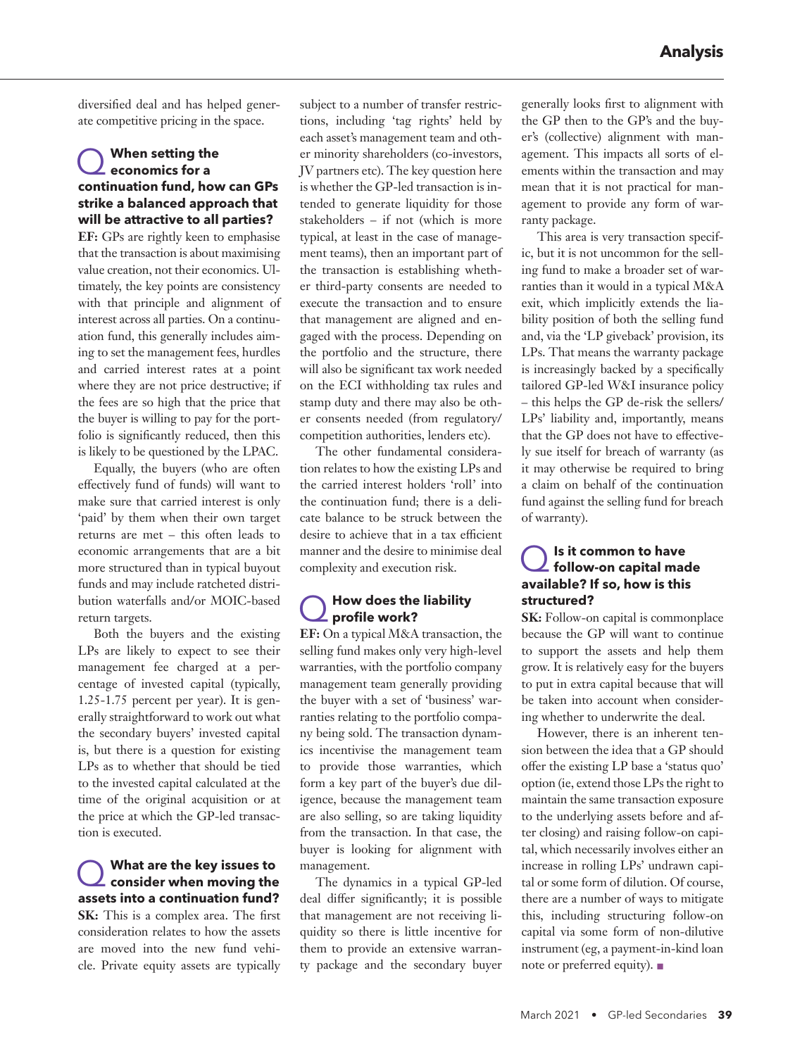diversified deal and has helped generate competitive pricing in the space.

## Q When setting the economics for a continuation fund, how can GPs strike a balanced approach that will be attractive to all parties?

**EF:** GPs are rightly keen to emphasise that the transaction is about maximising value creation, not their economics. Ultimately, the key points are consistency with that principle and alignment of interest across all parties. On a continuation fund, this generally includes aiming to set the management fees, hurdles and carried interest rates at a point where they are not price destructive; if the fees are so high that the price that the buyer is willing to pay for the portfolio is significantly reduced, then this is likely to be questioned by the LPAC.

Equally, the buyers (who are often effectively fund of funds) will want to make sure that carried interest is only 'paid' by them when their own target returns are met – this often leads to economic arrangements that are a bit more structured than in typical buyout funds and may include ratcheted distribution waterfalls and/or MOIC-based return targets.

Both the buyers and the existing LPs are likely to expect to see their management fee charged at a percentage of invested capital (typically, 1.25-1.75 percent per year). It is generally straightforward to work out what the secondary buyers' invested capital is, but there is a question for existing LPs as to whether that should be tied to the invested capital calculated at the time of the original acquisition or at the price at which the GP-led transaction is executed.

## Q What are the key issues to consider when moving the assets into a continuation fund?

**SK:** This is a complex area. The first consideration relates to how the assets are moved into the new fund vehicle. Private equity assets are typically subject to a number of transfer restrictions, including 'tag rights' held by each asset's management team and other minority shareholders (co-investors, JV partners etc). The key question here is whether the GP-led transaction is intended to generate liquidity for those stakeholders – if not (which is more typical, at least in the case of management teams), then an important part of the transaction is establishing whether third-party consents are needed to execute the transaction and to ensure that management are aligned and engaged with the process. Depending on the portfolio and the structure, there will also be significant tax work needed on the ECI withholding tax rules and stamp duty and there may also be other consents needed (from regulatory/competition authorities, lenders etc).

The other fundamental consideration relates to how the existing LPs and the carried interest holders 'roll' into the continuation fund; there is a delicate balance to be struck between the desire to achieve that in a tax efficient manner and the desire to minimise deal complexity and execution risk.

## Q How does the liability profile work?

**EF:** On a typical M&A transaction, the selling fund makes only very high-level warranties, with the portfolio company management team generally providing the buyer with a set of 'business' warranties relating to the portfolio company being sold. The transaction dynamics incentivise the management team to provide those warranties, which form a key part of the buyer's due diligence, because the management team are also selling, so are taking liquidity from the transaction. In that case, the buyer is looking for alignment with management.

The dynamics in a typical GP-led deal differ significantly; it is possible that management are not receiving liquidity so there is little incentive for them to provide an extensive warranty package and the secondary buyer generally looks first to alignment with the GP then to the GP's and the buyer's (collective) alignment with management. This impacts all sorts of elements within the transaction and may mean that it is not practical for management to provide any form of warranty package.

This area is very transaction specific, but it is not uncommon for the selling fund to make a broader set of warranties than it would in a typical M&A exit, which implicitly extends the liability position of both the selling fund and, via the 'LP giveback' provision, its LPs. That means the warranty package is increasingly backed by a specifically tailored GP-led W&I insurance policy – this helps the GP de-risk the sellers/LPs' liability and, importantly, means that the GP does not have to effectively sue itself for breach of warranty (as it may otherwise be required to bring a claim on behalf of the continuation fund against the selling fund for breach of warranty).

## Q Is it common to have follow-on capital made available? If so, how is this structured?

**SK:** Follow-on capital is commonplace because the GP will want to continue to support the assets and help them grow. It is relatively easy for the buyers to put in extra capital because that will be taken into account when considering whether to underwrite the deal.

However, there is an inherent tension between the idea that a GP should offer the existing LP base a 'status quo' option (ie, extend those LPs the right to maintain the same transaction exposure to the underlying assets before and after closing) and raising follow-on capital, which necessarily involves either an increase in rolling LPs' undrawn capital or some form of dilution. Of course, there are a number of ways to mitigate this, including structuring follow-on capital via some form of non-dilutive instrument (eg, a payment-in-kind loan note or preferred equity). ■